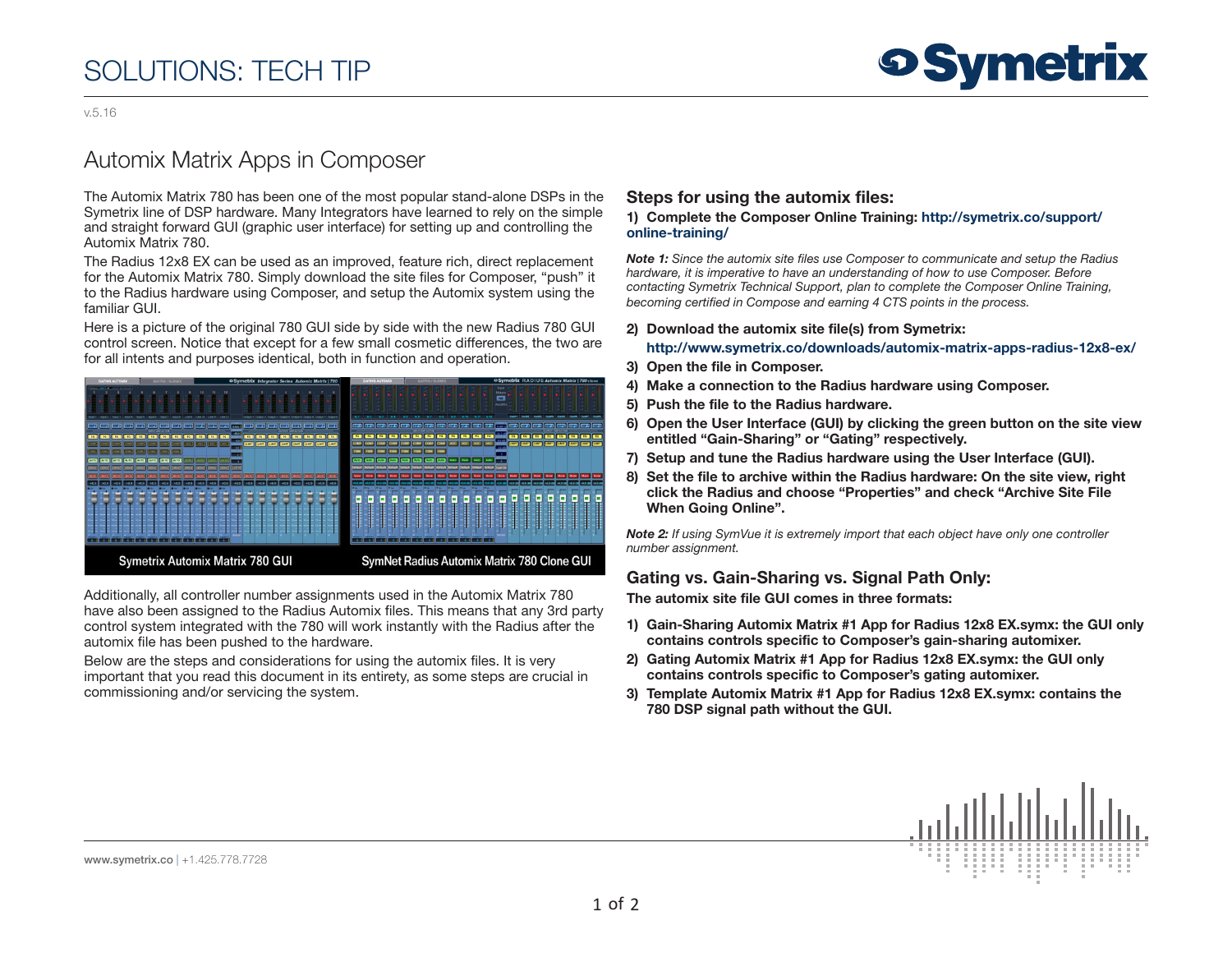# SOLUTIONS: TECH TIP

v.5.16

## Automix Matrix Apps in Composer

The Automix Matrix 780 has been one of the most popular stand-alone DSPs in the Symetrix line of DSP hardware. Many Integrators have learned to rely on the simple and straight forward GUI (graphic user interface) for setting up and controlling the Automix Matrix 780.

The Radius 12x8 EX can be used as an improved, feature rich, direct replacement for the Automix Matrix 780. Simply download the site files for Composer, "push" it to the Radius hardware using Composer, and setup the Automix system using the familiar GUI.

Here is a picture of the original 780 GUI side by side with the new Radius 780 GUI control screen. Notice that except for a few small cosmetic differences, the two are for all intents and purposes identical, both in function and operation.

Symetrix Automix Matrix 780 GUI | SymNet Radius Automix Matrix 780 Clone GUI

Additionally, all controller number assignments used in the Automix Matrix 780 have also been assigned to the Radius Automix files. This means that any 3rd party control system integrated with the 780 will work instantly with the Radius after the automix file has been pushed to the hardware.

Below are the steps and considerations for using the automix files. It is very important that you read this document in its entirety, as some steps are crucial in commissioning and/or servicing the system.

### Steps for using the automix files:

**1) Complete the Composer Online Training: http://symetrix.co/support/online-training/**

***Note 1:*** *Since the automix site files use Composer to communicate and setup the Radius hardware, it is imperative to have an understanding of how to use Composer. Before contacting Symetrix Technical Support, plan to complete the Composer Online Training, becoming certified in Compose and earning 4 CTS points in the process.*

**2) Download the automix site file(s) from Symetrix:**
**http://www.symetrix.co/downloads/automix-matrix-apps-radius-12x8-ex/**

**3) Open the file in Composer.**

**4) Make a connection to the Radius hardware using Composer.**

**5) Push the file to the Radius hardware.**

**6) Open the User Interface (GUI) by clicking the green button on the site view entitled "Gain-Sharing" or "Gating" respectively.**

**7) Setup and tune the Radius hardware using the User Interface (GUI).**

**8) Set the file to archive within the Radius hardware: On the site view, right click the Radius and choose "Properties" and check "Archive Site File When Going Online".**

***Note 2:*** *If using SymVue it is extremely import that each object have only one controller number assignment.*

### Gating vs. Gain-Sharing vs. Signal Path Only:

**The automix site file GUI comes in three formats:**

1) **Gain-Sharing Automix Matrix #1 App for Radius 12x8 EX.symx: the GUI only contains controls specific to Composer's gain-sharing automixer.**
2) **Gating Automix Matrix #1 App for Radius 12x8 EX.symx: the GUI only contains controls specific to Composer's gating automixer.**
3) **Template Automix Matrix #1 App for Radius 12x8 EX.symx: contains the 780 DSP signal path without the GUI.**

www.symetrix.co | +1.425.778.7728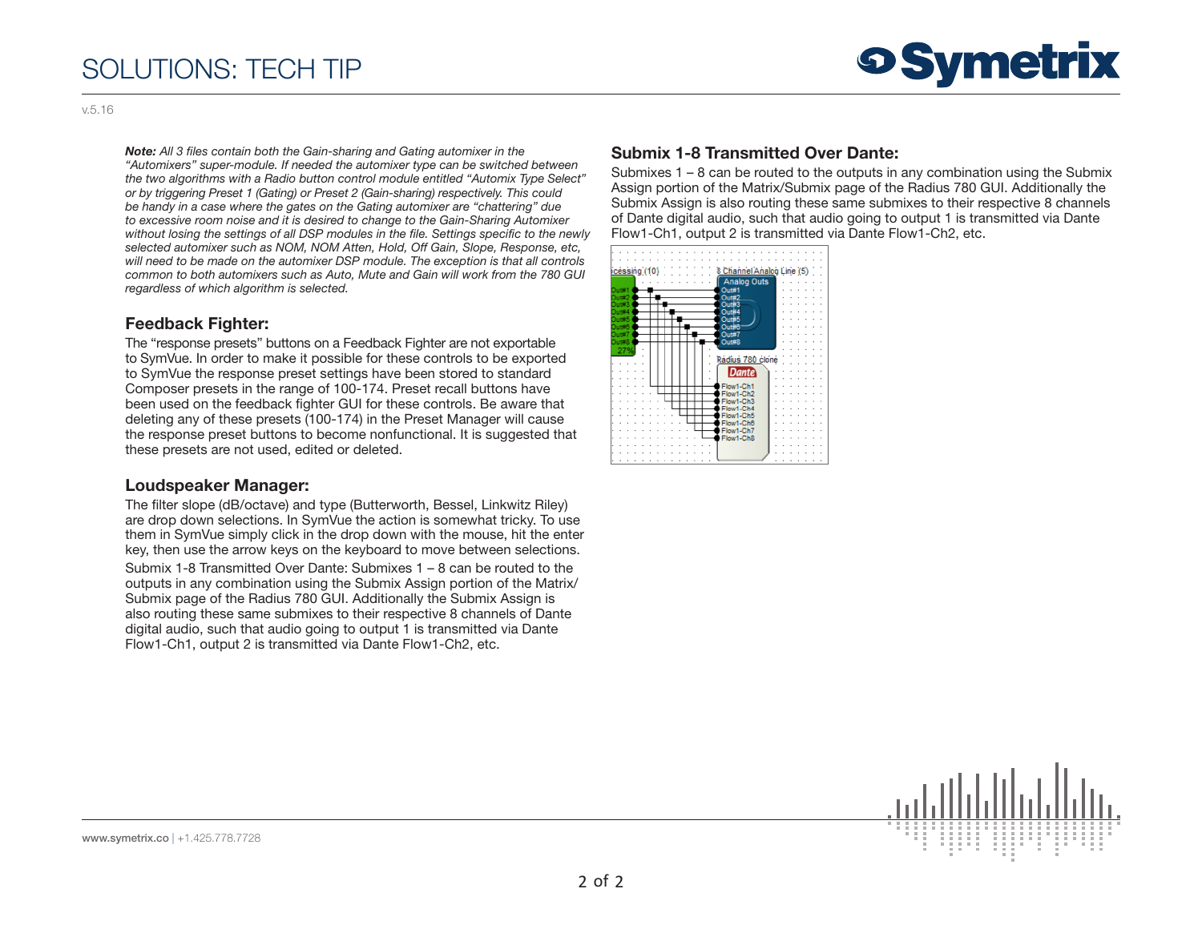***Note:** All 3 files contain both the Gain-sharing and Gating automixer in the "Automixers" super-module. If needed the automixer type can be switched between the two algorithms with a Radio button control module entitled "Automix Type Select" or by triggering Preset 1 (Gating) or Preset 2 (Gain-sharing) respectively. This could be handy in a case where the gates on the Gating automixer are "chattering" due to excessive room noise and it is desired to change to the Gain-Sharing Automixer without losing the settings of all DSP modules in the file. Settings specific to the newly selected automixer such as NOM, NOM Atten, Hold, Off Gain, Slope, Response, etc, will need to be made on the automixer DSP module. The exception is that all controls common to both automixers such as Auto, Mute and Gain will work from the 780 GUI regardless of which algorithm is selected.*

### Feedback Fighter:

The "response presets" buttons on a Feedback Fighter are not exportable to SymVue. In order to make it possible for these controls to be exported to SymVue the response preset settings have been stored to standard Composer presets in the range of 100-174. Preset recall buttons have been used on the feedback fighter GUI for these controls. Be aware that deleting any of these presets (100-174) in the Preset Manager will cause the response preset buttons to become nonfunctional. It is suggested that these presets are not used, edited or deleted.

### Loudspeaker Manager:

The filter slope (dB/octave) and type (Butterworth, Bessel, Linkwitz Riley) are drop down selections. In SymVue the action is somewhat tricky. To use them in SymVue simply click in the drop down with the mouse, hit the enter key, then use the arrow keys on the keyboard to move between selections.

Submix 1-8 Transmitted Over Dante: Submixes 1 – 8 can be routed to the outputs in any combination using the Submix Assign portion of the Matrix/Submix page of the Radius 780 GUI. Additionally the Submix Assign is also routing these same submixes to their respective 8 channels of Dante digital audio, such that audio going to output 1 is transmitted via Dante Flow1-Ch1, output 2 is transmitted via Dante Flow1-Ch2, etc.

### Submix 1-8 Transmitted Over Dante:

Submixes 1 – 8 can be routed to the outputs in any combination using the Submix Assign portion of the Matrix/Submix page of the Radius 780 GUI. Additionally the Submix Assign is also routing these same submixes to their respective 8 channels of Dante digital audio, such that audio going to output 1 is transmitted via Dante Flow1-Ch1, output 2 is transmitted via Dante Flow1-Ch2, etc.